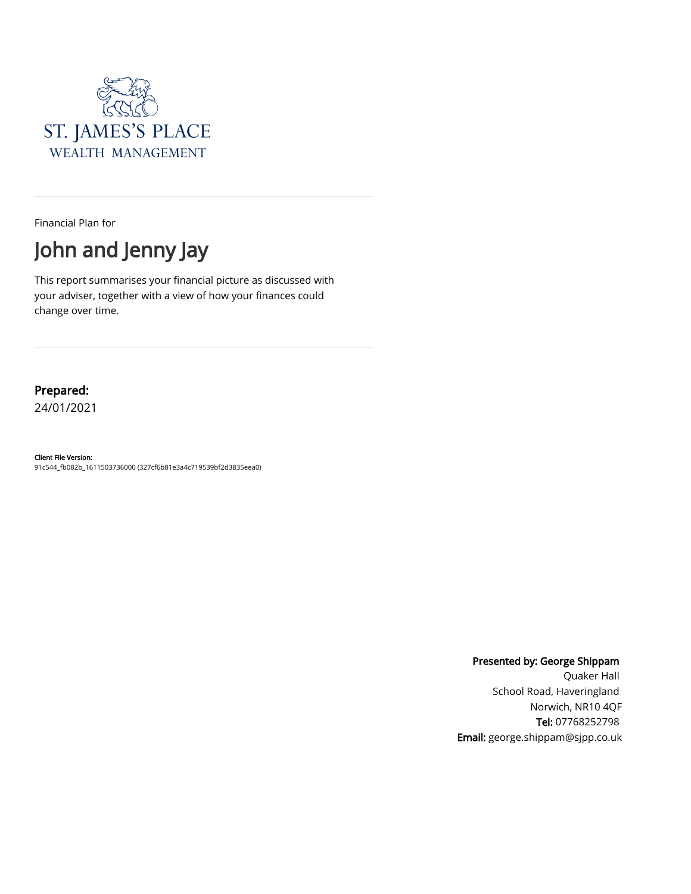ST. JAMES'S PLACE
WEALTH MANAGEMENT

Financial Plan for

# John and Jenny Jay

This report summarises your financial picture as discussed with your adviser, together with a view of how your finances could change over time.

**Prepared:**
24/01/2021

**Client File Version:**
91c544_fb082b_1611503736000 (327cf6b81e3a4c719539bf2d3835eea0)

**Presented by: George Shippam**
Quaker Hall
School Road, Haveringland
Norwich, NR10 4QF
**Tel:** 07768252798
**Email:** george.shippam@sjpp.co.uk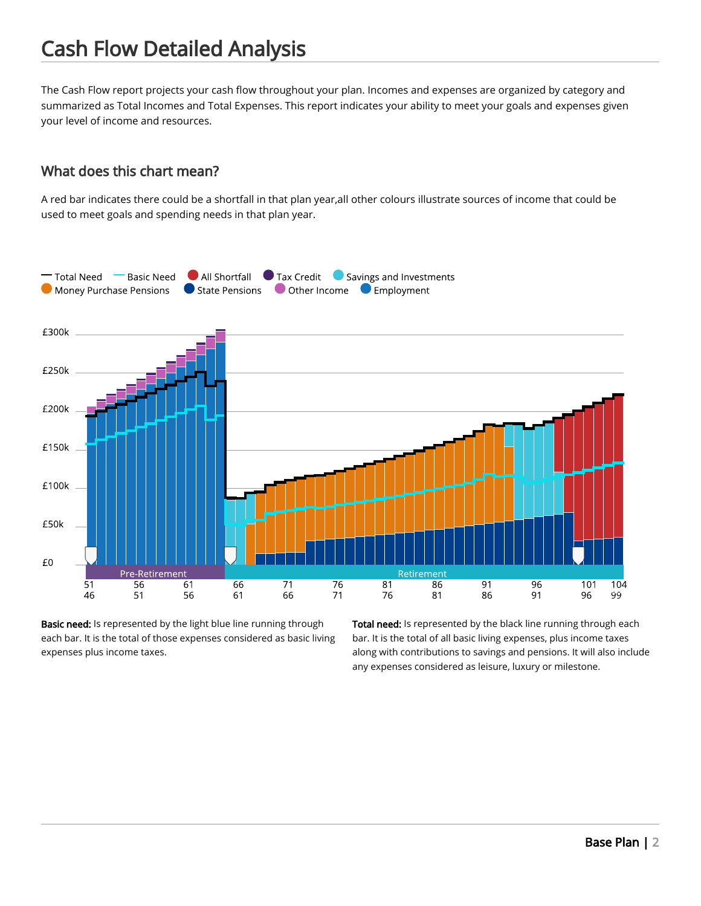# Cash Flow Detailed Analysis

The Cash Flow report projects your cash flow throughout your plan. Incomes and expenses are organized by category and summarized as Total Incomes and Total Expenses. This report indicates your ability to meet your goals and expenses given your level of income and resources.

## What does this chart mean?

A red bar indicates there could be a shortfall in that plan year,all other colours illustrate sources of income that could be used to meet goals and spending needs in that plan year.

**Basic need:** Is represented by the light blue line running through each bar. It is the total of those expenses considered as basic living expenses plus income taxes.

**Total need:** Is represented by the black line running through each bar. It is the total of all basic living expenses, plus income taxes along with contributions to savings and pensions. It will also include any expenses considered as leisure, luxury or milestone.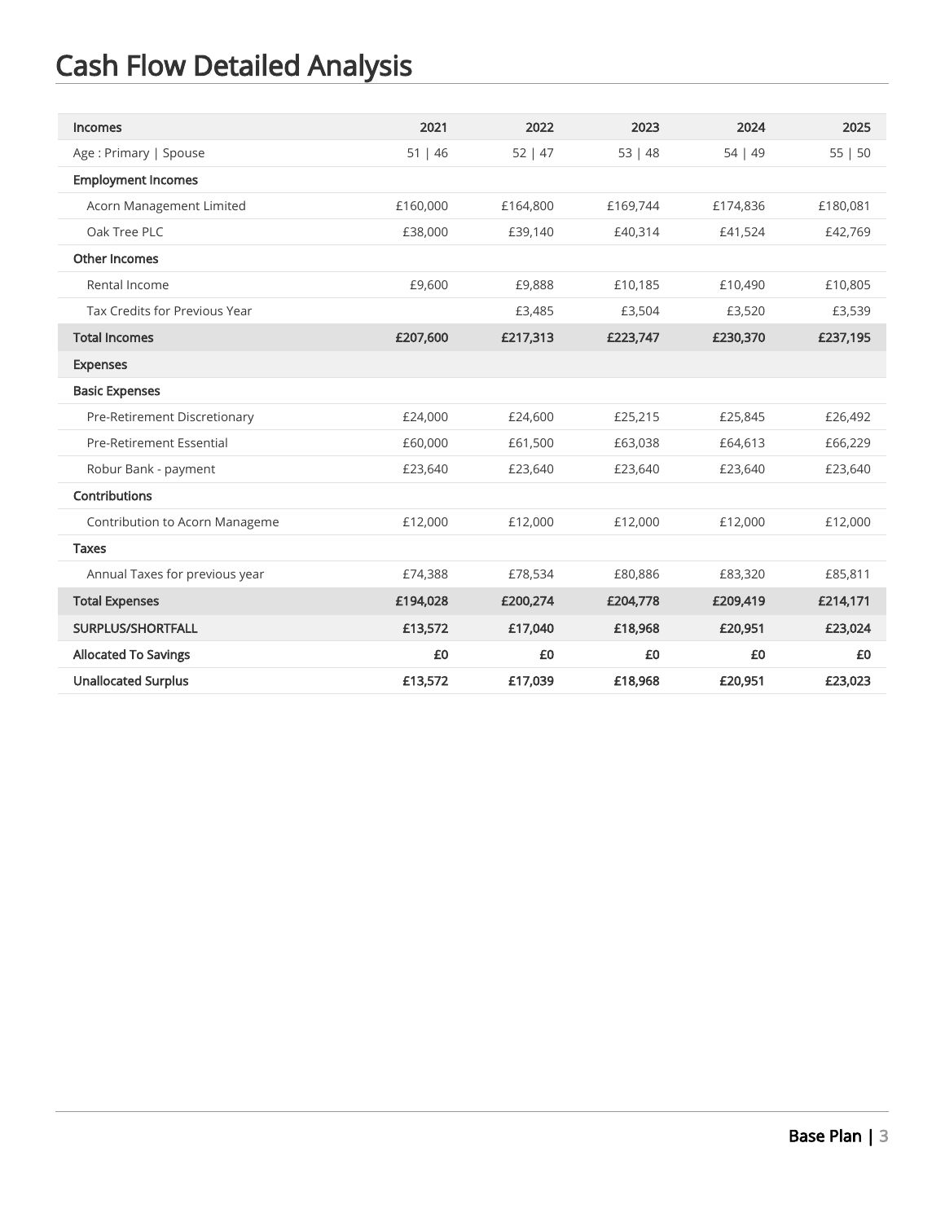# Cash Flow Detailed Analysis

| Incomes | 2021 | 2022 | 2023 | 2024 | 2025 |
|---|---|---|---|---|---|
| Age : Primary \| Spouse | 51 \| 46 | 52 \| 47 | 53 \| 48 | 54 \| 49 | 55 \| 50 |
| **Employment Incomes** | | | | | |
| Acorn Management Limited | £160,000 | £164,800 | £169,744 | £174,836 | £180,081 |
| Oak Tree PLC | £38,000 | £39,140 | £40,314 | £41,524 | £42,769 |
| **Other Incomes** | | | | | |
| Rental Income | £9,600 | £9,888 | £10,185 | £10,490 | £10,805 |
| Tax Credits for Previous Year | | £3,485 | £3,504 | £3,520 | £3,539 |
| **Total Incomes** | **£207,600** | **£217,313** | **£223,747** | **£230,370** | **£237,195** |
| **Expenses** | | | | | |
| **Basic Expenses** | | | | | |
| Pre-Retirement Discretionary | £24,000 | £24,600 | £25,215 | £25,845 | £26,492 |
| Pre-Retirement Essential | £60,000 | £61,500 | £63,038 | £64,613 | £66,229 |
| Robur Bank - payment | £23,640 | £23,640 | £23,640 | £23,640 | £23,640 |
| **Contributions** | | | | | |
| Contribution to Acorn Manageme | £12,000 | £12,000 | £12,000 | £12,000 | £12,000 |
| **Taxes** | | | | | |
| Annual Taxes for previous year | £74,388 | £78,534 | £80,886 | £83,320 | £85,811 |
| **Total Expenses** | **£194,028** | **£200,274** | **£204,778** | **£209,419** | **£214,171** |
| **SURPLUS/SHORTFALL** | **£13,572** | **£17,040** | **£18,968** | **£20,951** | **£23,024** |
| **Allocated To Savings** | **£0** | **£0** | **£0** | **£0** | **£0** |
| **Unallocated Surplus** | **£13,572** | **£17,039** | **£18,968** | **£20,951** | **£23,023** |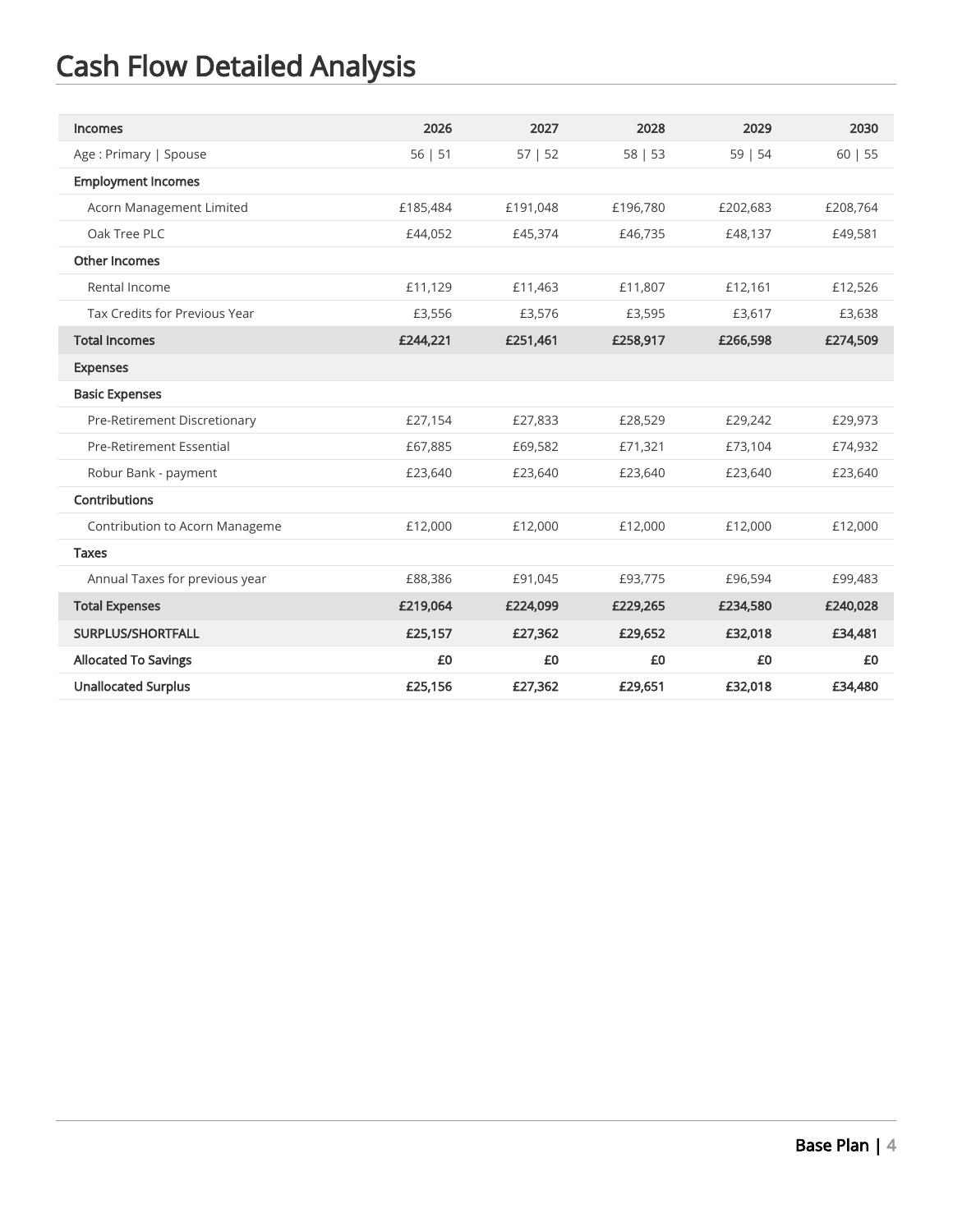# Cash Flow Detailed Analysis

| Incomes | 2026 | 2027 | 2028 | 2029 | 2030 |
|---|---|---|---|---|---|
| Age : Primary \| Spouse | 56 \| 51 | 57 \| 52 | 58 \| 53 | 59 \| 54 | 60 \| 55 |
| **Employment Incomes** | | | | | |
| Acorn Management Limited | £185,484 | £191,048 | £196,780 | £202,683 | £208,764 |
| Oak Tree PLC | £44,052 | £45,374 | £46,735 | £48,137 | £49,581 |
| **Other Incomes** | | | | | |
| Rental Income | £11,129 | £11,463 | £11,807 | £12,161 | £12,526 |
| Tax Credits for Previous Year | £3,556 | £3,576 | £3,595 | £3,617 | £3,638 |
| **Total Incomes** | **£244,221** | **£251,461** | **£258,917** | **£266,598** | **£274,509** |
| **Expenses** | | | | | |
| **Basic Expenses** | | | | | |
| Pre-Retirement Discretionary | £27,154 | £27,833 | £28,529 | £29,242 | £29,973 |
| Pre-Retirement Essential | £67,885 | £69,582 | £71,321 | £73,104 | £74,932 |
| Robur Bank - payment | £23,640 | £23,640 | £23,640 | £23,640 | £23,640 |
| **Contributions** | | | | | |
| Contribution to Acorn Manageme | £12,000 | £12,000 | £12,000 | £12,000 | £12,000 |
| **Taxes** | | | | | |
| Annual Taxes for previous year | £88,386 | £91,045 | £93,775 | £96,594 | £99,483 |
| **Total Expenses** | **£219,064** | **£224,099** | **£229,265** | **£234,580** | **£240,028** |
| **SURPLUS/SHORTFALL** | **£25,157** | **£27,362** | **£29,652** | **£32,018** | **£34,481** |
| **Allocated To Savings** | **£0** | **£0** | **£0** | **£0** | **£0** |
| **Unallocated Surplus** | **£25,156** | **£27,362** | **£29,651** | **£32,018** | **£34,480** |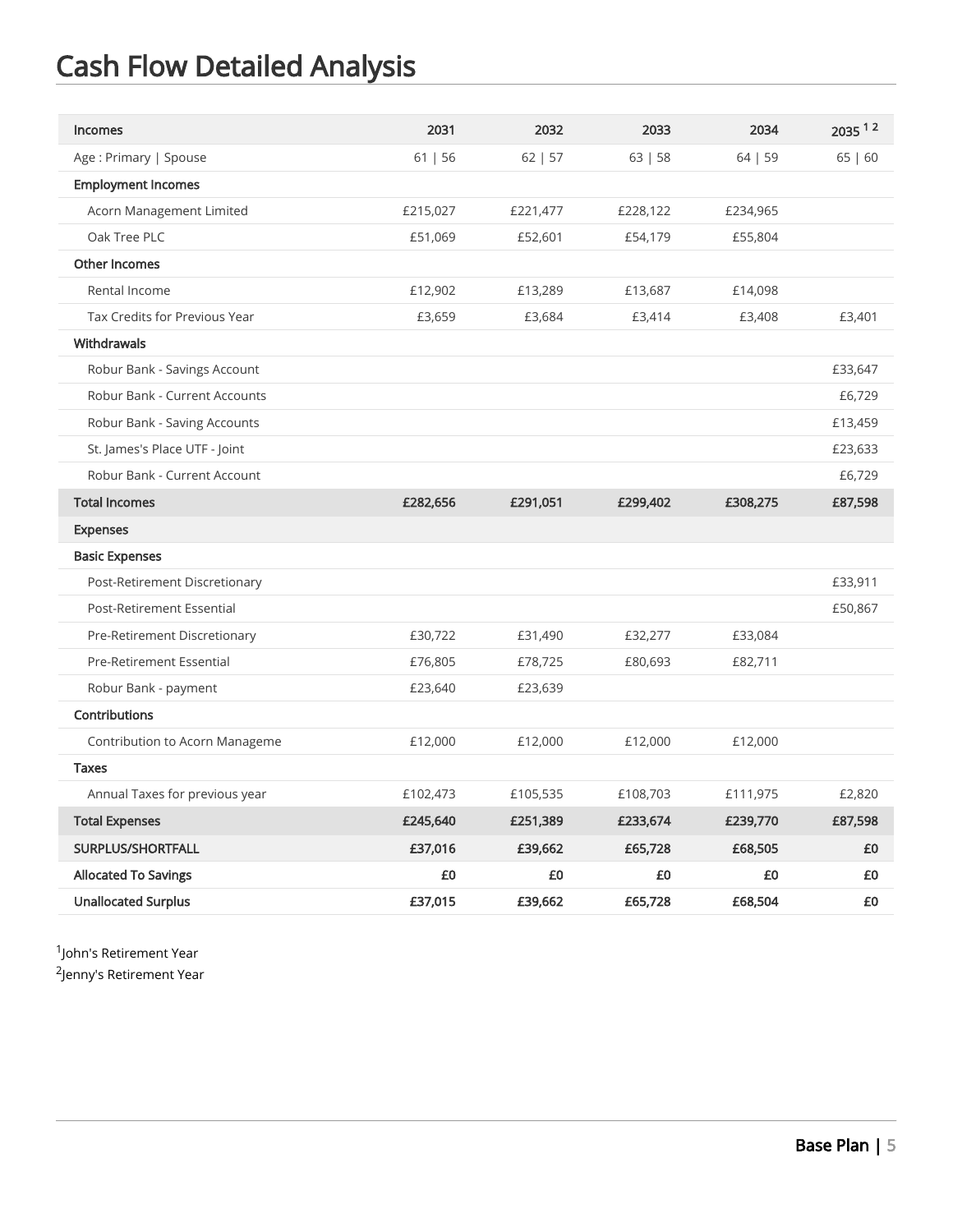# Cash Flow Detailed Analysis

| Incomes | 2031 | 2032 | 2033 | 2034 | 2035 [1 2] |
|---|---|---|---|---|---|
| Age : Primary \| Spouse | 61 \| 56 | 62 \| 57 | 63 \| 58 | 64 \| 59 | 65 \| 60 |
| **Employment Incomes** | | | | | |
| Acorn Management Limited | £215,027 | £221,477 | £228,122 | £234,965 | |
| Oak Tree PLC | £51,069 | £52,601 | £54,179 | £55,804 | |
| **Other Incomes** | | | | | |
| Rental Income | £12,902 | £13,289 | £13,687 | £14,098 | |
| Tax Credits for Previous Year | £3,659 | £3,684 | £3,414 | £3,408 | £3,401 |
| **Withdrawals** | | | | | |
| Robur Bank - Savings Account | | | | | £33,647 |
| Robur Bank - Current Accounts | | | | | £6,729 |
| Robur Bank - Saving Accounts | | | | | £13,459 |
| St. James's Place UTF - Joint | | | | | £23,633 |
| Robur Bank - Current Account | | | | | £6,729 |
| **Total Incomes** | **£282,656** | **£291,051** | **£299,402** | **£308,275** | **£87,598** |
| **Expenses** | | | | | |
| **Basic Expenses** | | | | | |
| Post-Retirement Discretionary | | | | | £33,911 |
| Post-Retirement Essential | | | | | £50,867 |
| Pre-Retirement Discretionary | £30,722 | £31,490 | £32,277 | £33,084 | |
| Pre-Retirement Essential | £76,805 | £78,725 | £80,693 | £82,711 | |
| Robur Bank - payment | £23,640 | £23,639 | | | |
| **Contributions** | | | | | |
| Contribution to Acorn Manageme | £12,000 | £12,000 | £12,000 | £12,000 | |
| **Taxes** | | | | | |
| Annual Taxes for previous year | £102,473 | £105,535 | £108,703 | £111,975 | £2,820 |
| **Total Expenses** | **£245,640** | **£251,389** | **£233,674** | **£239,770** | **£87,598** |
| **SURPLUS/SHORTFALL** | **£37,016** | **£39,662** | **£65,728** | **£68,505** | **£0** |
| **Allocated To Savings** | **£0** | **£0** | **£0** | **£0** | **£0** |
| **Unallocated Surplus** | **£37,015** | **£39,662** | **£65,728** | **£68,504** | **£0** |

[1] John's Retirement Year

[2] Jenny's Retirement Year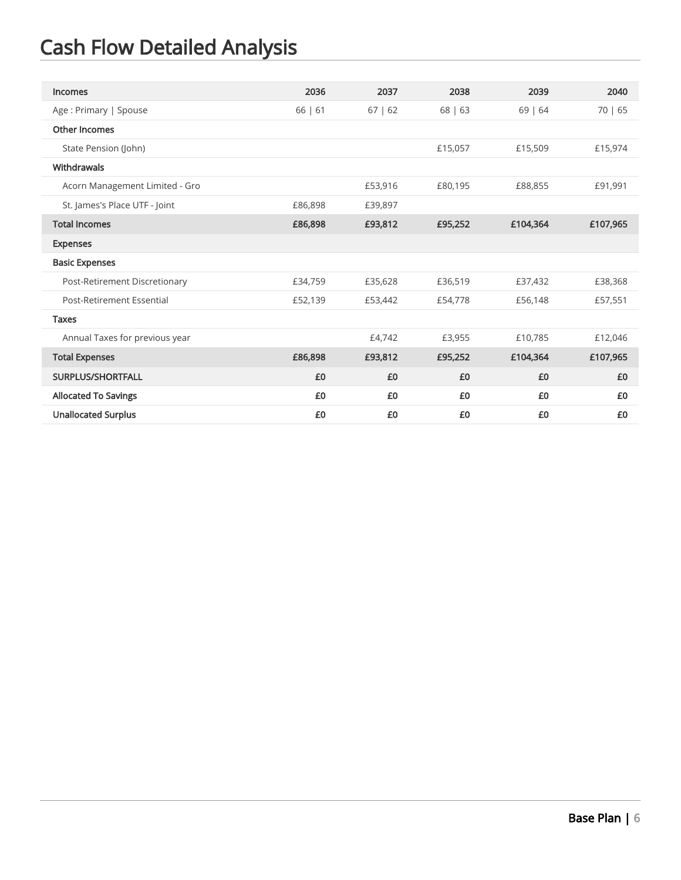# Cash Flow Detailed Analysis

| Incomes | 2036 | 2037 | 2038 | 2039 | 2040 |
|---|---|---|---|---|---|
| Age : Primary \| Spouse | 66 \| 61 | 67 \| 62 | 68 \| 63 | 69 \| 64 | 70 \| 65 |
| **Other Incomes** | | | | | |
| State Pension (John) | | | £15,057 | £15,509 | £15,974 |
| **Withdrawals** | | | | | |
| Acorn Management Limited - Gro | | £53,916 | £80,195 | £88,855 | £91,991 |
| St. James's Place UTF - Joint | £86,898 | £39,897 | | | |
| **Total Incomes** | **£86,898** | **£93,812** | **£95,252** | **£104,364** | **£107,965** |
| **Expenses** | | | | | |
| **Basic Expenses** | | | | | |
| Post-Retirement Discretionary | £34,759 | £35,628 | £36,519 | £37,432 | £38,368 |
| Post-Retirement Essential | £52,139 | £53,442 | £54,778 | £56,148 | £57,551 |
| **Taxes** | | | | | |
| Annual Taxes for previous year | | £4,742 | £3,955 | £10,785 | £12,046 |
| **Total Expenses** | **£86,898** | **£93,812** | **£95,252** | **£104,364** | **£107,965** |
| **SURPLUS/SHORTFALL** | **£0** | **£0** | **£0** | **£0** | **£0** |
| **Allocated To Savings** | **£0** | **£0** | **£0** | **£0** | **£0** |
| **Unallocated Surplus** | **£0** | **£0** | **£0** | **£0** | **£0** |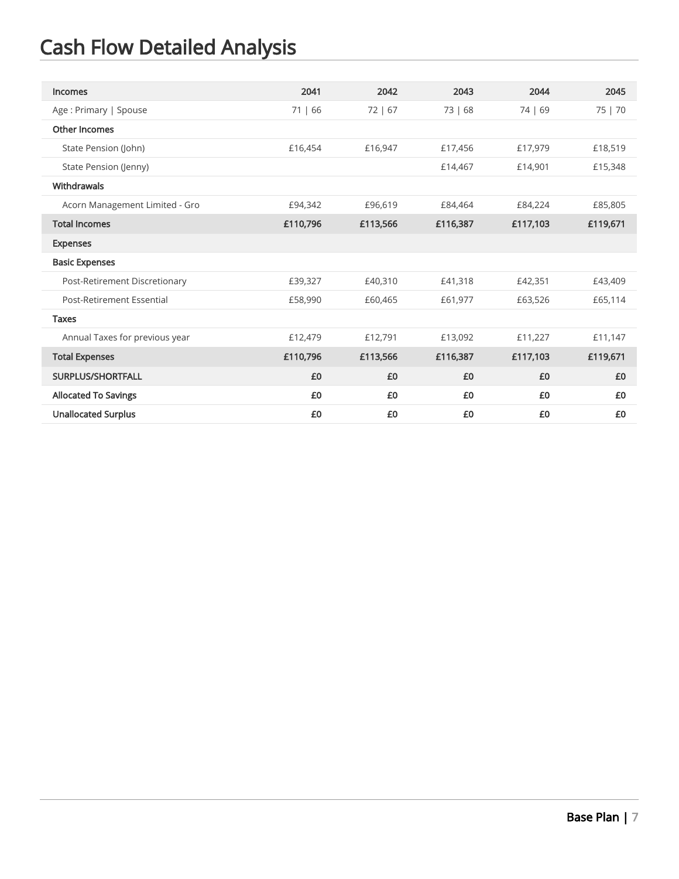# Cash Flow Detailed Analysis

| Incomes | 2041 | 2042 | 2043 | 2044 | 2045 |
|---|---|---|---|---|---|
| Age : Primary \| Spouse | 71 \| 66 | 72 \| 67 | 73 \| 68 | 74 \| 69 | 75 \| 70 |
| **Other Incomes** | | | | | |
| State Pension (John) | £16,454 | £16,947 | £17,456 | £17,979 | £18,519 |
| State Pension (Jenny) | | | £14,467 | £14,901 | £15,348 |
| **Withdrawals** | | | | | |
| Acorn Management Limited - Gro | £94,342 | £96,619 | £84,464 | £84,224 | £85,805 |
| **Total Incomes** | **£110,796** | **£113,566** | **£116,387** | **£117,103** | **£119,671** |
| **Expenses** | | | | | |
| **Basic Expenses** | | | | | |
| Post-Retirement Discretionary | £39,327 | £40,310 | £41,318 | £42,351 | £43,409 |
| Post-Retirement Essential | £58,990 | £60,465 | £61,977 | £63,526 | £65,114 |
| **Taxes** | | | | | |
| Annual Taxes for previous year | £12,479 | £12,791 | £13,092 | £11,227 | £11,147 |
| **Total Expenses** | **£110,796** | **£113,566** | **£116,387** | **£117,103** | **£119,671** |
| **SURPLUS/SHORTFALL** | **£0** | **£0** | **£0** | **£0** | **£0** |
| **Allocated To Savings** | **£0** | **£0** | **£0** | **£0** | **£0** |
| **Unallocated Surplus** | **£0** | **£0** | **£0** | **£0** | **£0** |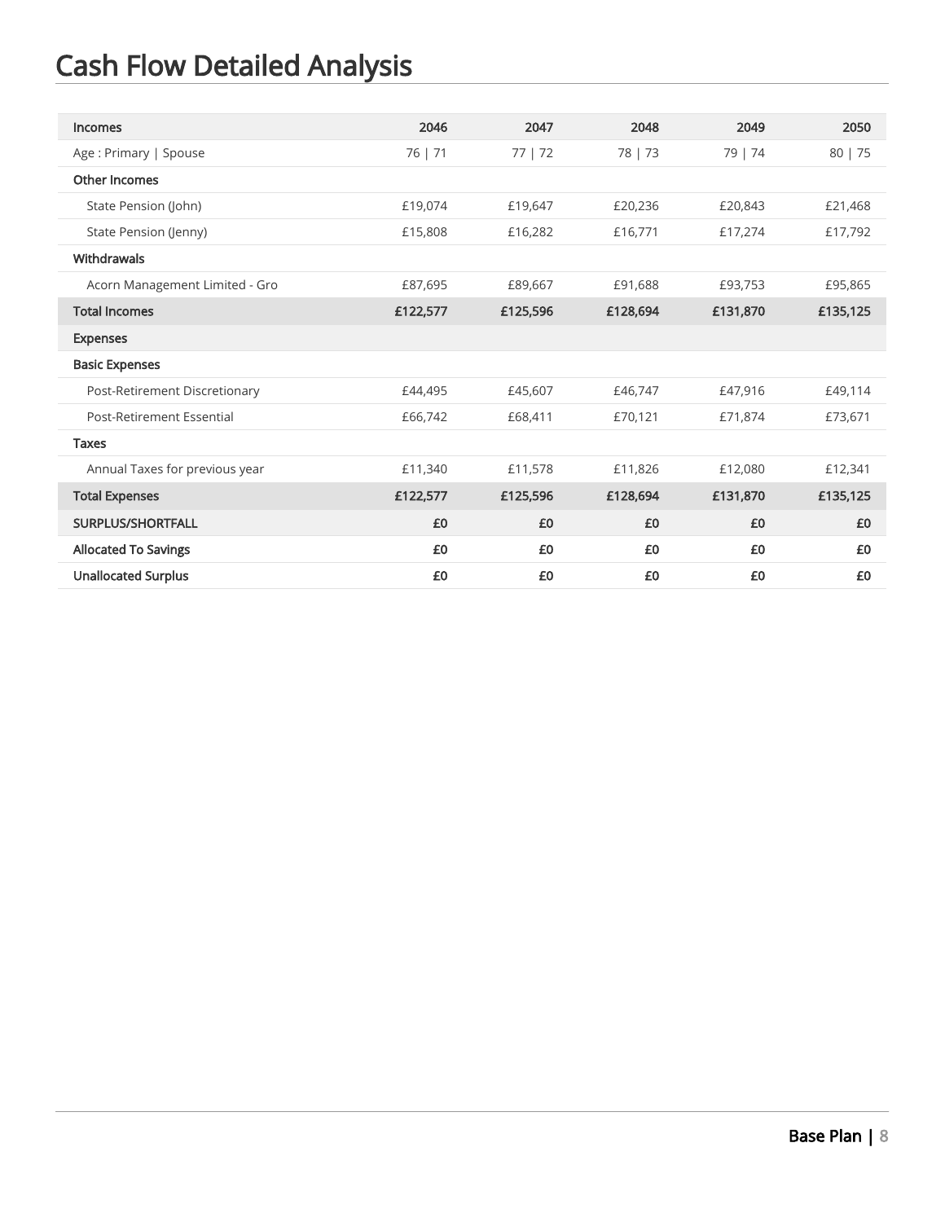# Cash Flow Detailed Analysis

| Incomes | 2046 | 2047 | 2048 | 2049 | 2050 |
|---|---|---|---|---|---|
| Age : Primary \| Spouse | 76 \| 71 | 77 \| 72 | 78 \| 73 | 79 \| 74 | 80 \| 75 |
| **Other Incomes** | | | | | |
| State Pension (John) | £19,074 | £19,647 | £20,236 | £20,843 | £21,468 |
| State Pension (Jenny) | £15,808 | £16,282 | £16,771 | £17,274 | £17,792 |
| **Withdrawals** | | | | | |
| Acorn Management Limited - Gro | £87,695 | £89,667 | £91,688 | £93,753 | £95,865 |
| **Total Incomes** | **£122,577** | **£125,596** | **£128,694** | **£131,870** | **£135,125** |
| **Expenses** | | | | | |
| **Basic Expenses** | | | | | |
| Post-Retirement Discretionary | £44,495 | £45,607 | £46,747 | £47,916 | £49,114 |
| Post-Retirement Essential | £66,742 | £68,411 | £70,121 | £71,874 | £73,671 |
| **Taxes** | | | | | |
| Annual Taxes for previous year | £11,340 | £11,578 | £11,826 | £12,080 | £12,341 |
| **Total Expenses** | **£122,577** | **£125,596** | **£128,694** | **£131,870** | **£135,125** |
| **SURPLUS/SHORTFALL** | **£0** | **£0** | **£0** | **£0** | **£0** |
| **Allocated To Savings** | **£0** | **£0** | **£0** | **£0** | **£0** |
| **Unallocated Surplus** | **£0** | **£0** | **£0** | **£0** | **£0** |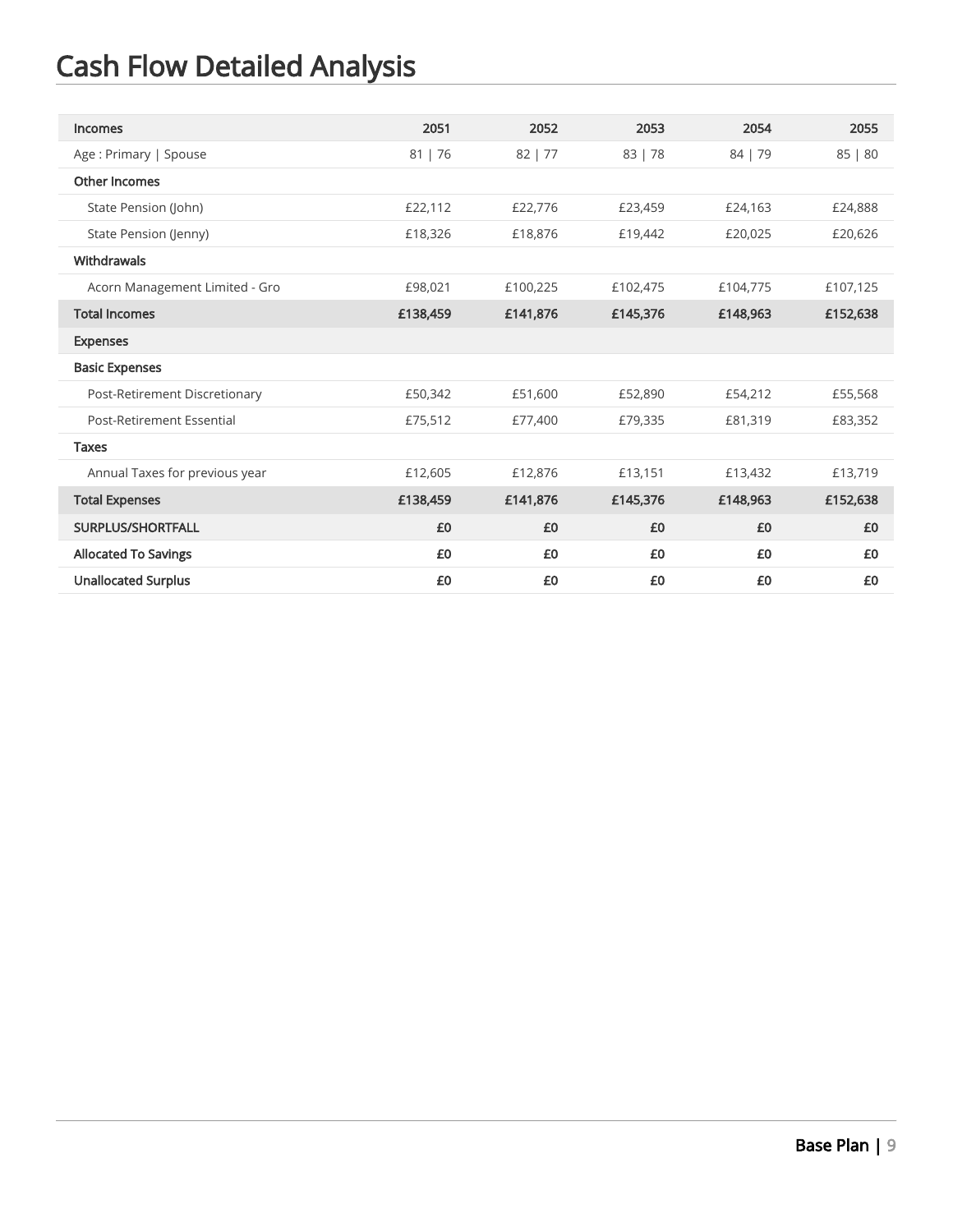# Cash Flow Detailed Analysis

| Incomes | 2051 | 2052 | 2053 | 2054 | 2055 |
|---|---|---|---|---|---|
| Age : Primary \| Spouse | 81 \| 76 | 82 \| 77 | 83 \| 78 | 84 \| 79 | 85 \| 80 |
| **Other Incomes** | | | | | |
| State Pension (John) | £22,112 | £22,776 | £23,459 | £24,163 | £24,888 |
| State Pension (Jenny) | £18,326 | £18,876 | £19,442 | £20,025 | £20,626 |
| **Withdrawals** | | | | | |
| Acorn Management Limited - Gro | £98,021 | £100,225 | £102,475 | £104,775 | £107,125 |
| **Total Incomes** | **£138,459** | **£141,876** | **£145,376** | **£148,963** | **£152,638** |
| **Expenses** | | | | | |
| **Basic Expenses** | | | | | |
| Post-Retirement Discretionary | £50,342 | £51,600 | £52,890 | £54,212 | £55,568 |
| Post-Retirement Essential | £75,512 | £77,400 | £79,335 | £81,319 | £83,352 |
| **Taxes** | | | | | |
| Annual Taxes for previous year | £12,605 | £12,876 | £13,151 | £13,432 | £13,719 |
| **Total Expenses** | **£138,459** | **£141,876** | **£145,376** | **£148,963** | **£152,638** |
| **SURPLUS/SHORTFALL** | **£0** | **£0** | **£0** | **£0** | **£0** |
| **Allocated To Savings** | **£0** | **£0** | **£0** | **£0** | **£0** |
| **Unallocated Surplus** | **£0** | **£0** | **£0** | **£0** | **£0** |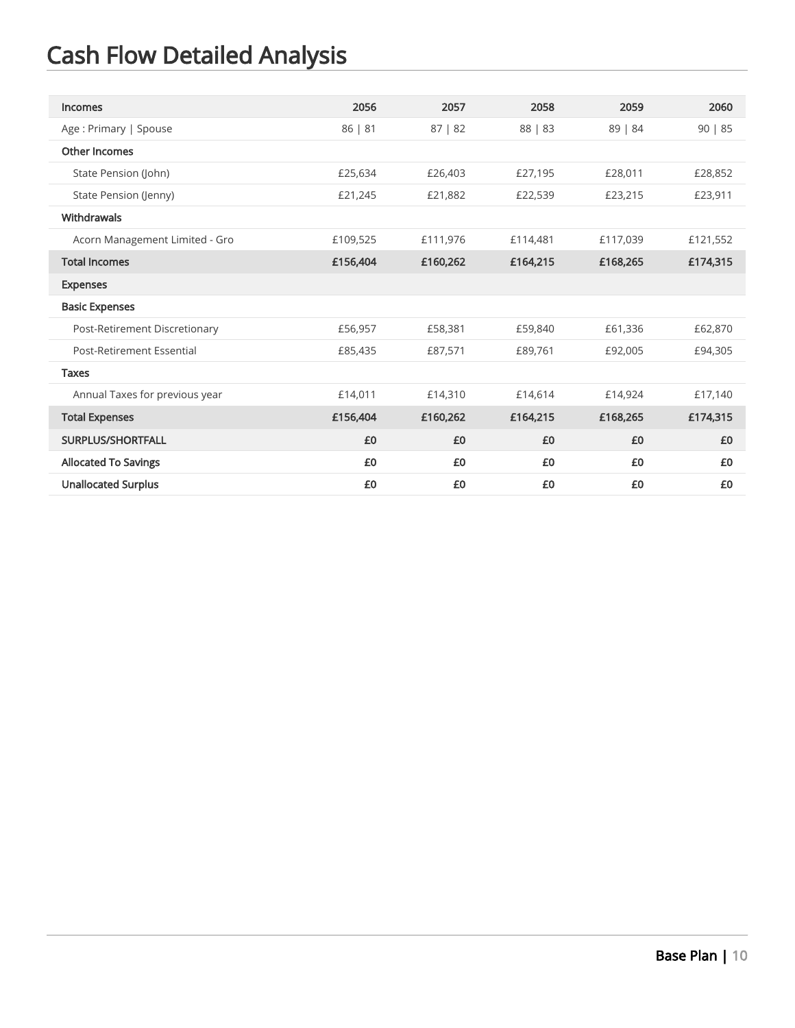# Cash Flow Detailed Analysis

| Incomes | 2056 | 2057 | 2058 | 2059 | 2060 |
|---|---|---|---|---|---|
| Age : Primary \| Spouse | 86 \| 81 | 87 \| 82 | 88 \| 83 | 89 \| 84 | 90 \| 85 |
| **Other Incomes** | | | | | |
| State Pension (John) | £25,634 | £26,403 | £27,195 | £28,011 | £28,852 |
| State Pension (Jenny) | £21,245 | £21,882 | £22,539 | £23,215 | £23,911 |
| **Withdrawals** | | | | | |
| Acorn Management Limited - Gro | £109,525 | £111,976 | £114,481 | £117,039 | £121,552 |
| **Total Incomes** | **£156,404** | **£160,262** | **£164,215** | **£168,265** | **£174,315** |
| **Expenses** | | | | | |
| **Basic Expenses** | | | | | |
| Post-Retirement Discretionary | £56,957 | £58,381 | £59,840 | £61,336 | £62,870 |
| Post-Retirement Essential | £85,435 | £87,571 | £89,761 | £92,005 | £94,305 |
| **Taxes** | | | | | |
| Annual Taxes for previous year | £14,011 | £14,310 | £14,614 | £14,924 | £17,140 |
| **Total Expenses** | **£156,404** | **£160,262** | **£164,215** | **£168,265** | **£174,315** |
| **SURPLUS/SHORTFALL** | **£0** | **£0** | **£0** | **£0** | **£0** |
| **Allocated To Savings** | **£0** | **£0** | **£0** | **£0** | **£0** |
| **Unallocated Surplus** | **£0** | **£0** | **£0** | **£0** | **£0** |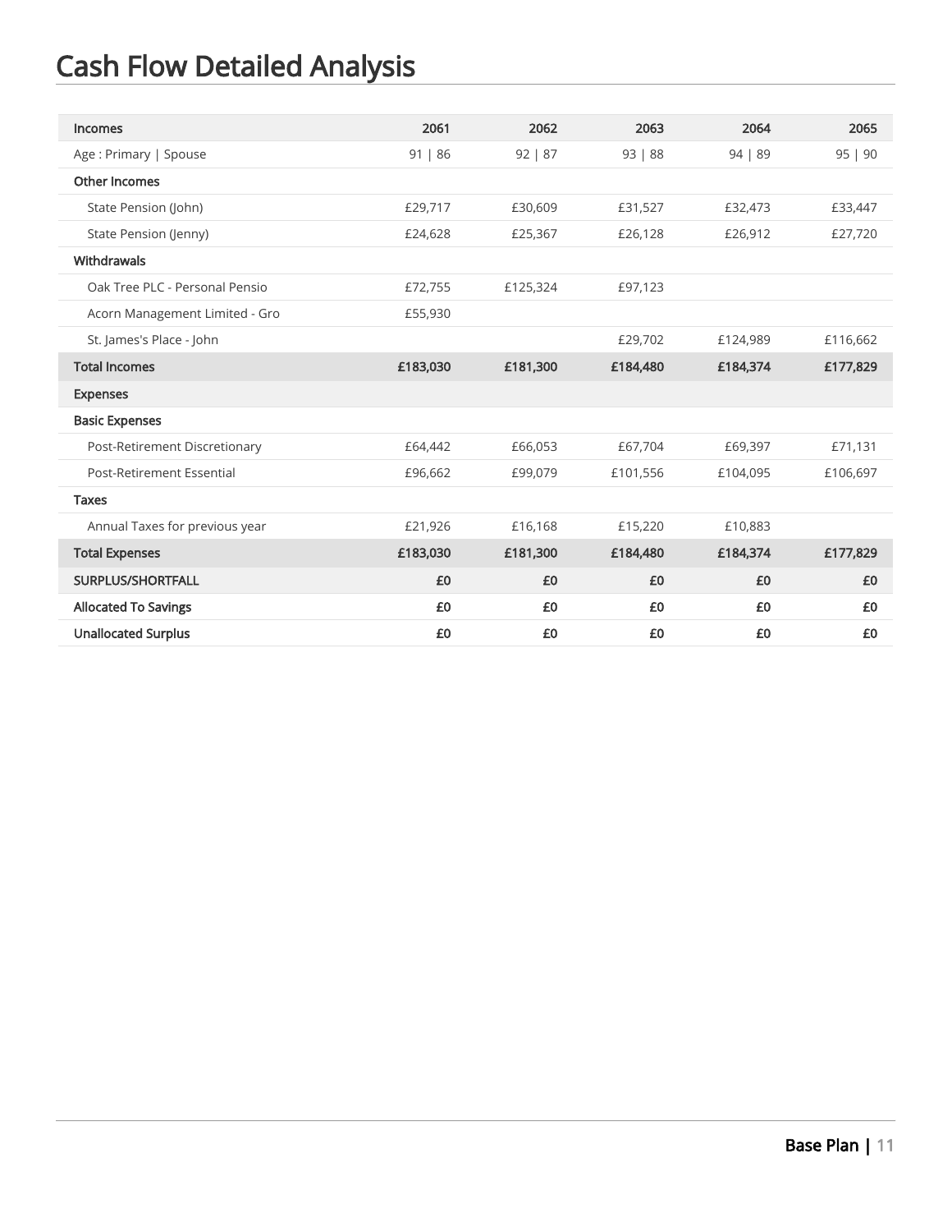# Cash Flow Detailed Analysis

| Incomes | 2061 | 2062 | 2063 | 2064 | 2065 |
|---|---|---|---|---|---|
| Age : Primary \| Spouse | 91 \| 86 | 92 \| 87 | 93 \| 88 | 94 \| 89 | 95 \| 90 |
| **Other Incomes** | | | | | |
| State Pension (John) | £29,717 | £30,609 | £31,527 | £32,473 | £33,447 |
| State Pension (Jenny) | £24,628 | £25,367 | £26,128 | £26,912 | £27,720 |
| **Withdrawals** | | | | | |
| Oak Tree PLC - Personal Pensio | £72,755 | £125,324 | £97,123 | | |
| Acorn Management Limited - Gro | £55,930 | | | | |
| St. James's Place - John | | | £29,702 | £124,989 | £116,662 |
| **Total Incomes** | **£183,030** | **£181,300** | **£184,480** | **£184,374** | **£177,829** |
| **Expenses** | | | | | |
| **Basic Expenses** | | | | | |
| Post-Retirement Discretionary | £64,442 | £66,053 | £67,704 | £69,397 | £71,131 |
| Post-Retirement Essential | £96,662 | £99,079 | £101,556 | £104,095 | £106,697 |
| **Taxes** | | | | | |
| Annual Taxes for previous year | £21,926 | £16,168 | £15,220 | £10,883 | |
| **Total Expenses** | **£183,030** | **£181,300** | **£184,480** | **£184,374** | **£177,829** |
| **SURPLUS/SHORTFALL** | **£0** | **£0** | **£0** | **£0** | **£0** |
| **Allocated To Savings** | **£0** | **£0** | **£0** | **£0** | **£0** |
| **Unallocated Surplus** | **£0** | **£0** | **£0** | **£0** | **£0** |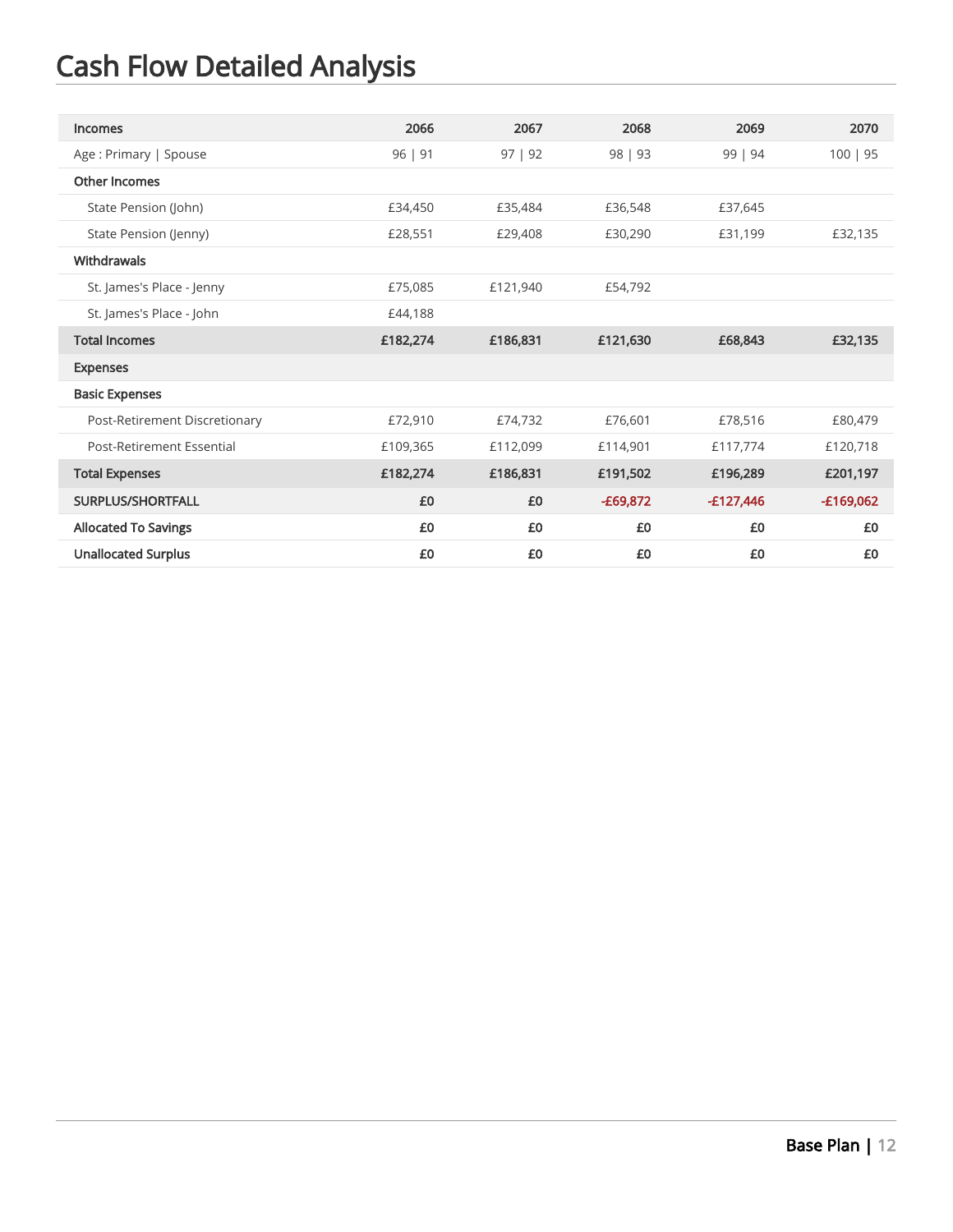# Cash Flow Detailed Analysis

| Incomes | 2066 | 2067 | 2068 | 2069 | 2070 |
|---|---|---|---|---|---|
| Age : Primary \| Spouse | 96 \| 91 | 97 \| 92 | 98 \| 93 | 99 \| 94 | 100 \| 95 |
| **Other Incomes** | | | | | |
| State Pension (John) | £34,450 | £35,484 | £36,548 | £37,645 | |
| State Pension (Jenny) | £28,551 | £29,408 | £30,290 | £31,199 | £32,135 |
| **Withdrawals** | | | | | |
| St. James's Place - Jenny | £75,085 | £121,940 | £54,792 | | |
| St. James's Place - John | £44,188 | | | | |
| **Total Incomes** | **£182,274** | **£186,831** | **£121,630** | **£68,843** | **£32,135** |
| **Expenses** | | | | | |
| **Basic Expenses** | | | | | |
| Post-Retirement Discretionary | £72,910 | £74,732 | £76,601 | £78,516 | £80,479 |
| Post-Retirement Essential | £109,365 | £112,099 | £114,901 | £117,774 | £120,718 |
| **Total Expenses** | **£182,274** | **£186,831** | **£191,502** | **£196,289** | **£201,197** |
| **SURPLUS/SHORTFALL** | **£0** | **£0** | **-£69,872** | **-£127,446** | **-£169,062** |
| **Allocated To Savings** | **£0** | **£0** | **£0** | **£0** | **£0** |
| **Unallocated Surplus** | **£0** | **£0** | **£0** | **£0** | **£0** |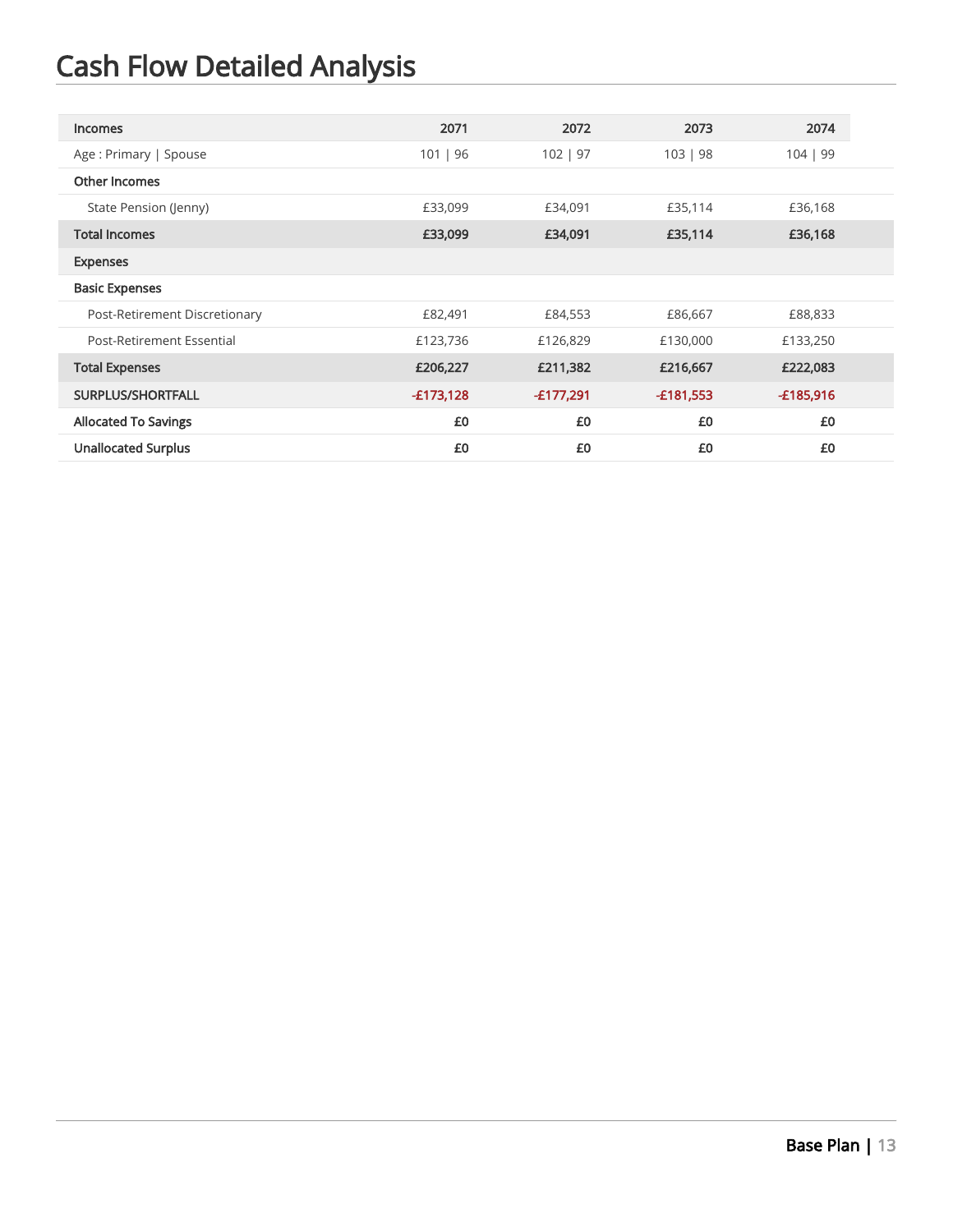# Cash Flow Detailed Analysis

| Incomes | 2071 | 2072 | 2073 | 2074 |
|---|---|---|---|---|
| Age : Primary \| Spouse | 101 \| 96 | 102 \| 97 | 103 \| 98 | 104 \| 99 |
| **Other Incomes** | | | | |
| State Pension (Jenny) | £33,099 | £34,091 | £35,114 | £36,168 |
| **Total Incomes** | **£33,099** | **£34,091** | **£35,114** | **£36,168** |
| **Expenses** | | | | |
| **Basic Expenses** | | | | |
| Post-Retirement Discretionary | £82,491 | £84,553 | £86,667 | £88,833 |
| Post-Retirement Essential | £123,736 | £126,829 | £130,000 | £133,250 |
| **Total Expenses** | **£206,227** | **£211,382** | **£216,667** | **£222,083** |
| **SURPLUS/SHORTFALL** | -£173,128 | -£177,291 | -£181,553 | -£185,916 |
| **Allocated To Savings** | **£0** | **£0** | **£0** | **£0** |
| **Unallocated Surplus** | **£0** | **£0** | **£0** | **£0** |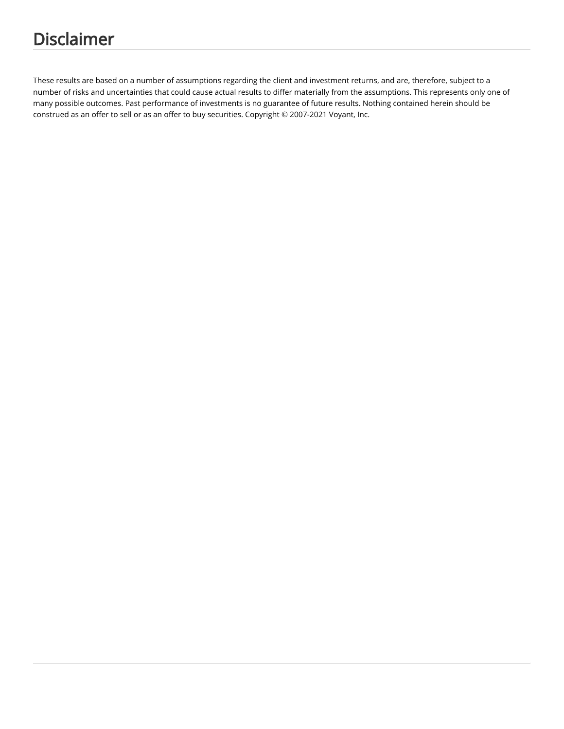# Disclaimer

These results are based on a number of assumptions regarding the client and investment returns, and are, therefore, subject to a number of risks and uncertainties that could cause actual results to differ materially from the assumptions. This represents only one of many possible outcomes. Past performance of investments is no guarantee of future results. Nothing contained herein should be construed as an offer to sell or as an offer to buy securities. Copyright © 2007-2021 Voyant, Inc.